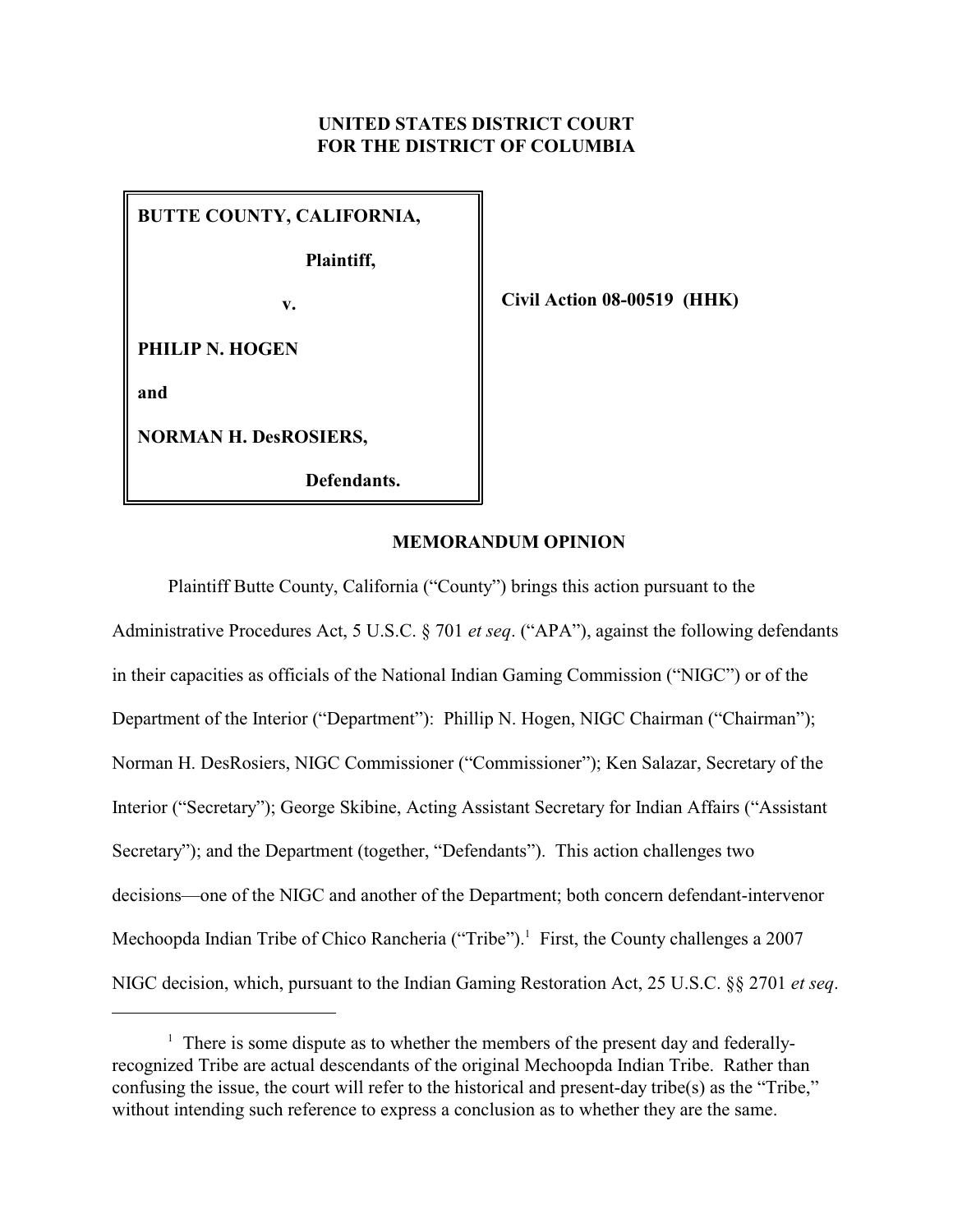**UNITED STATES DISTRICT COURT**
**FOR THE DISTRICT OF COLUMBIA**

| | |
|---|---|
| **BUTTE COUNTY, CALIFORNIA,** <br> **Plaintiff,** <br> **v.** <br> **PHILIP N. HOGEN** <br> **and** <br> **NORMAN H. DesROSIERS,** <br> **Defendants.** | **Civil Action 08-00519 (HHK)** |

**MEMORANDUM OPINION**

Plaintiff Butte County, California ("County") brings this action pursuant to the Administrative Procedures Act, 5 U.S.C. § 701 *et seq*. ("APA"), against the following defendants in their capacities as officials of the National Indian Gaming Commission ("NIGC") or of the Department of the Interior ("Department"): Phillip N. Hogen, NIGC Chairman ("Chairman"); Norman H. DesRosiers, NIGC Commissioner ("Commissioner"); Ken Salazar, Secretary of the Interior ("Secretary"); George Skibine, Acting Assistant Secretary for Indian Affairs ("Assistant Secretary"); and the Department (together, "Defendants"). This action challenges two decisions—one of the NIGC and another of the Department; both concern defendant-intervenor Mechoopda Indian Tribe of Chico Rancheria ("Tribe").[1] First, the County challenges a 2007 NIGC decision, which, pursuant to the Indian Gaming Restoration Act, 25 U.S.C. §§ 2701 *et seq*.

[1] There is some dispute as to whether the members of the present day and federally-recognized Tribe are actual descendants of the original Mechoopda Indian Tribe. Rather than confusing the issue, the court will refer to the historical and present-day tribe(s) as the "Tribe," without intending such reference to express a conclusion as to whether they are the same.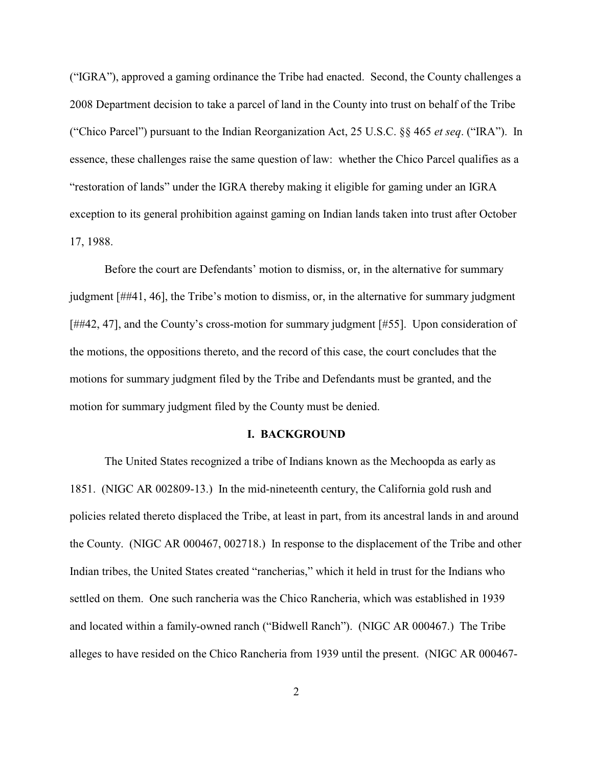("IGRA"), approved a gaming ordinance the Tribe had enacted. Second, the County challenges a 2008 Department decision to take a parcel of land in the County into trust on behalf of the Tribe ("Chico Parcel") pursuant to the Indian Reorganization Act, 25 U.S.C. §§ 465 *et seq*. ("IRA"). In essence, these challenges raise the same question of law: whether the Chico Parcel qualifies as a "restoration of lands" under the IGRA thereby making it eligible for gaming under an IGRA exception to its general prohibition against gaming on Indian lands taken into trust after October 17, 1988.

Before the court are Defendants' motion to dismiss, or, in the alternative for summary judgment [##41, 46], the Tribe's motion to dismiss, or, in the alternative for summary judgment [##42, 47], and the County's cross-motion for summary judgment [#55]. Upon consideration of the motions, the oppositions thereto, and the record of this case, the court concludes that the motions for summary judgment filed by the Tribe and Defendants must be granted, and the motion for summary judgment filed by the County must be denied.

## I. BACKGROUND

The United States recognized a tribe of Indians known as the Mechoopda as early as 1851. (NIGC AR 002809-13.) In the mid-nineteenth century, the California gold rush and policies related thereto displaced the Tribe, at least in part, from its ancestral lands in and around the County. (NIGC AR 000467, 002718.) In response to the displacement of the Tribe and other Indian tribes, the United States created "rancherias," which it held in trust for the Indians who settled on them. One such rancheria was the Chico Rancheria, which was established in 1939 and located within a family-owned ranch ("Bidwell Ranch"). (NIGC AR 000467.) The Tribe alleges to have resided on the Chico Rancheria from 1939 until the present. (NIGC AR 000467-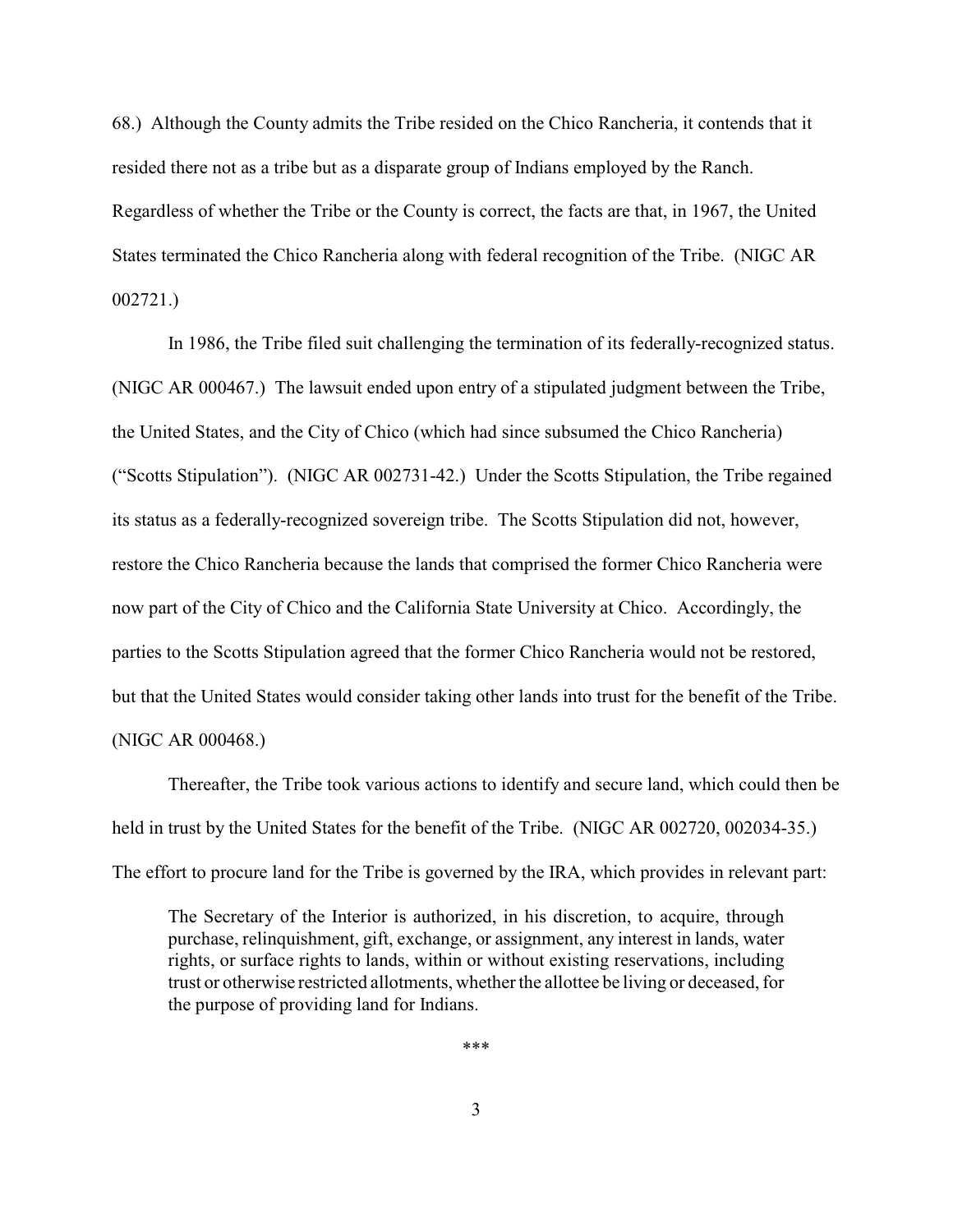68.) Although the County admits the Tribe resided on the Chico Rancheria, it contends that it resided there not as a tribe but as a disparate group of Indians employed by the Ranch. Regardless of whether the Tribe or the County is correct, the facts are that, in 1967, the United States terminated the Chico Rancheria along with federal recognition of the Tribe. (NIGC AR 002721.)

In 1986, the Tribe filed suit challenging the termination of its federally-recognized status. (NIGC AR 000467.) The lawsuit ended upon entry of a stipulated judgment between the Tribe, the United States, and the City of Chico (which had since subsumed the Chico Rancheria) ("Scotts Stipulation"). (NIGC AR 002731-42.) Under the Scotts Stipulation, the Tribe regained its status as a federally-recognized sovereign tribe. The Scotts Stipulation did not, however, restore the Chico Rancheria because the lands that comprised the former Chico Rancheria were now part of the City of Chico and the California State University at Chico. Accordingly, the parties to the Scotts Stipulation agreed that the former Chico Rancheria would not be restored, but that the United States would consider taking other lands into trust for the benefit of the Tribe. (NIGC AR 000468.)

Thereafter, the Tribe took various actions to identify and secure land, which could then be held in trust by the United States for the benefit of the Tribe. (NIGC AR 002720, 002034-35.) The effort to procure land for the Tribe is governed by the IRA, which provides in relevant part:

> The Secretary of the Interior is authorized, in his discretion, to acquire, through purchase, relinquishment, gift, exchange, or assignment, any interest in lands, water rights, or surface rights to lands, within or without existing reservations, including trust or otherwise restricted allotments, whether the allottee be living or deceased, for the purpose of providing land for Indians.

***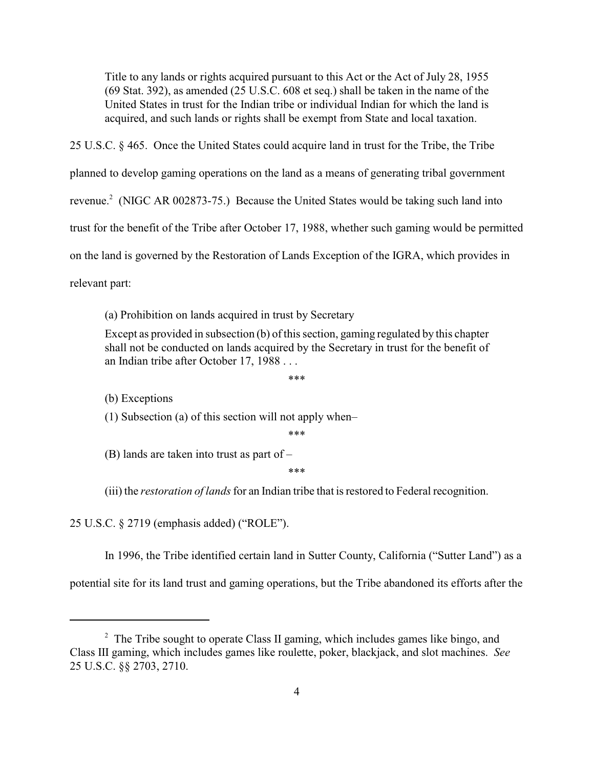> Title to any lands or rights acquired pursuant to this Act or the Act of July 28, 1955 (69 Stat. 392), as amended (25 U.S.C. 608 et seq.) shall be taken in the name of the United States in trust for the Indian tribe or individual Indian for which the land is acquired, and such lands or rights shall be exempt from State and local taxation.

25 U.S.C. § 465. Once the United States could acquire land in trust for the Tribe, the Tribe planned to develop gaming operations on the land as a means of generating tribal government revenue.[2] (NIGC AR 002873-75.) Because the United States would be taking such land into trust for the benefit of the Tribe after October 17, 1988, whether such gaming would be permitted on the land is governed by the Restoration of Lands Exception of the IGRA, which provides in relevant part:

> (a) Prohibition on lands acquired in trust by Secretary
>
> Except as provided in subsection (b) of this section, gaming regulated by this chapter shall not be conducted on lands acquired by the Secretary in trust for the benefit of an Indian tribe after October 17, 1988 . . .
>
> \*\*\*
>
> (b) Exceptions
>
> (1) Subsection (a) of this section will not apply when–
>
> \*\*\*
>
> (B) lands are taken into trust as part of –
>
> \*\*\*
>
> (iii) the *restoration of lands* for an Indian tribe that is restored to Federal recognition.

25 U.S.C. § 2719 (emphasis added) ("ROLE").

In 1996, the Tribe identified certain land in Sutter County, California ("Sutter Land") as a potential site for its land trust and gaming operations, but the Tribe abandoned its efforts after the

---

[2] The Tribe sought to operate Class II gaming, which includes games like bingo, and Class III gaming, which includes games like roulette, poker, blackjack, and slot machines. *See* 25 U.S.C. §§ 2703, 2710.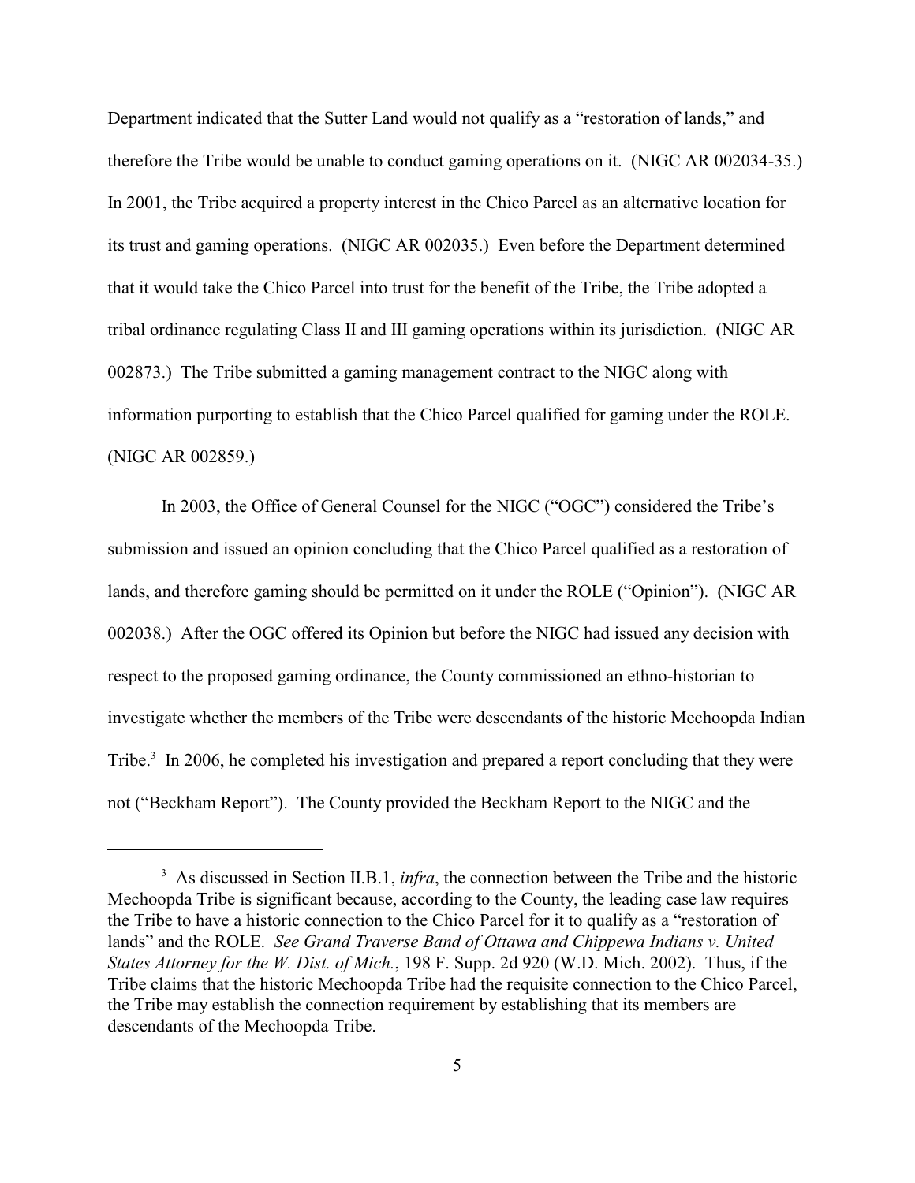Department indicated that the Sutter Land would not qualify as a "restoration of lands," and therefore the Tribe would be unable to conduct gaming operations on it. (NIGC AR 002034-35.) In 2001, the Tribe acquired a property interest in the Chico Parcel as an alternative location for its trust and gaming operations. (NIGC AR 002035.) Even before the Department determined that it would take the Chico Parcel into trust for the benefit of the Tribe, the Tribe adopted a tribal ordinance regulating Class II and III gaming operations within its jurisdiction. (NIGC AR 002873.) The Tribe submitted a gaming management contract to the NIGC along with information purporting to establish that the Chico Parcel qualified for gaming under the ROLE. (NIGC AR 002859.)

In 2003, the Office of General Counsel for the NIGC ("OGC") considered the Tribe's submission and issued an opinion concluding that the Chico Parcel qualified as a restoration of lands, and therefore gaming should be permitted on it under the ROLE ("Opinion"). (NIGC AR 002038.) After the OGC offered its Opinion but before the NIGC had issued any decision with respect to the proposed gaming ordinance, the County commissioned an ethno-historian to investigate whether the members of the Tribe were descendants of the historic Mechoopda Indian Tribe.[3] In 2006, he completed his investigation and prepared a report concluding that they were not ("Beckham Report"). The County provided the Beckham Report to the NIGC and the

---

[3] As discussed in Section II.B.1, *infra*, the connection between the Tribe and the historic Mechoopda Tribe is significant because, according to the County, the leading case law requires the Tribe to have a historic connection to the Chico Parcel for it to qualify as a "restoration of lands" and the ROLE. *See Grand Traverse Band of Ottawa and Chippewa Indians v. United States Attorney for the W. Dist. of Mich.*, 198 F. Supp. 2d 920 (W.D. Mich. 2002). Thus, if the Tribe claims that the historic Mechoopda Tribe had the requisite connection to the Chico Parcel, the Tribe may establish the connection requirement by establishing that its members are descendants of the Mechoopda Tribe.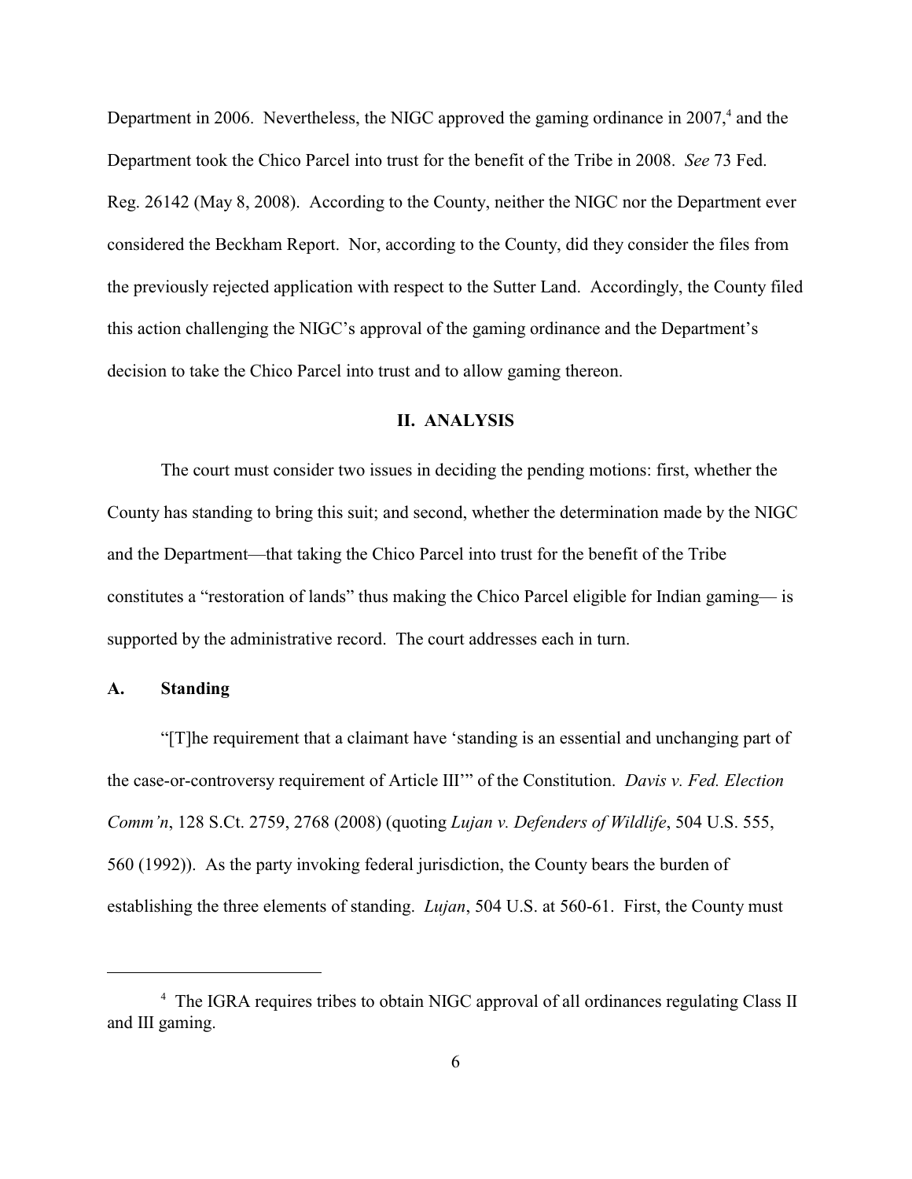Department in 2006. Nevertheless, the NIGC approved the gaming ordinance in 2007,[4] and the Department took the Chico Parcel into trust for the benefit of the Tribe in 2008. *See* 73 Fed. Reg. 26142 (May 8, 2008). According to the County, neither the NIGC nor the Department ever considered the Beckham Report. Nor, according to the County, did they consider the files from the previously rejected application with respect to the Sutter Land. Accordingly, the County filed this action challenging the NIGC's approval of the gaming ordinance and the Department's decision to take the Chico Parcel into trust and to allow gaming thereon.

## II. ANALYSIS

The court must consider two issues in deciding the pending motions: first, whether the County has standing to bring this suit; and second, whether the determination made by the NIGC and the Department—that taking the Chico Parcel into trust for the benefit of the Tribe constitutes a "restoration of lands" thus making the Chico Parcel eligible for Indian gaming— is supported by the administrative record. The court addresses each in turn.

### A. Standing

"[T]he requirement that a claimant have 'standing is an essential and unchanging part of the case-or-controversy requirement of Article III'" of the Constitution. *Davis v. Fed. Election Comm'n*, 128 S.Ct. 2759, 2768 (2008) (quoting *Lujan v. Defenders of Wildlife*, 504 U.S. 555, 560 (1992)). As the party invoking federal jurisdiction, the County bears the burden of establishing the three elements of standing. *Lujan*, 504 U.S. at 560-61. First, the County must

---

[4] The IGRA requires tribes to obtain NIGC approval of all ordinances regulating Class II and III gaming.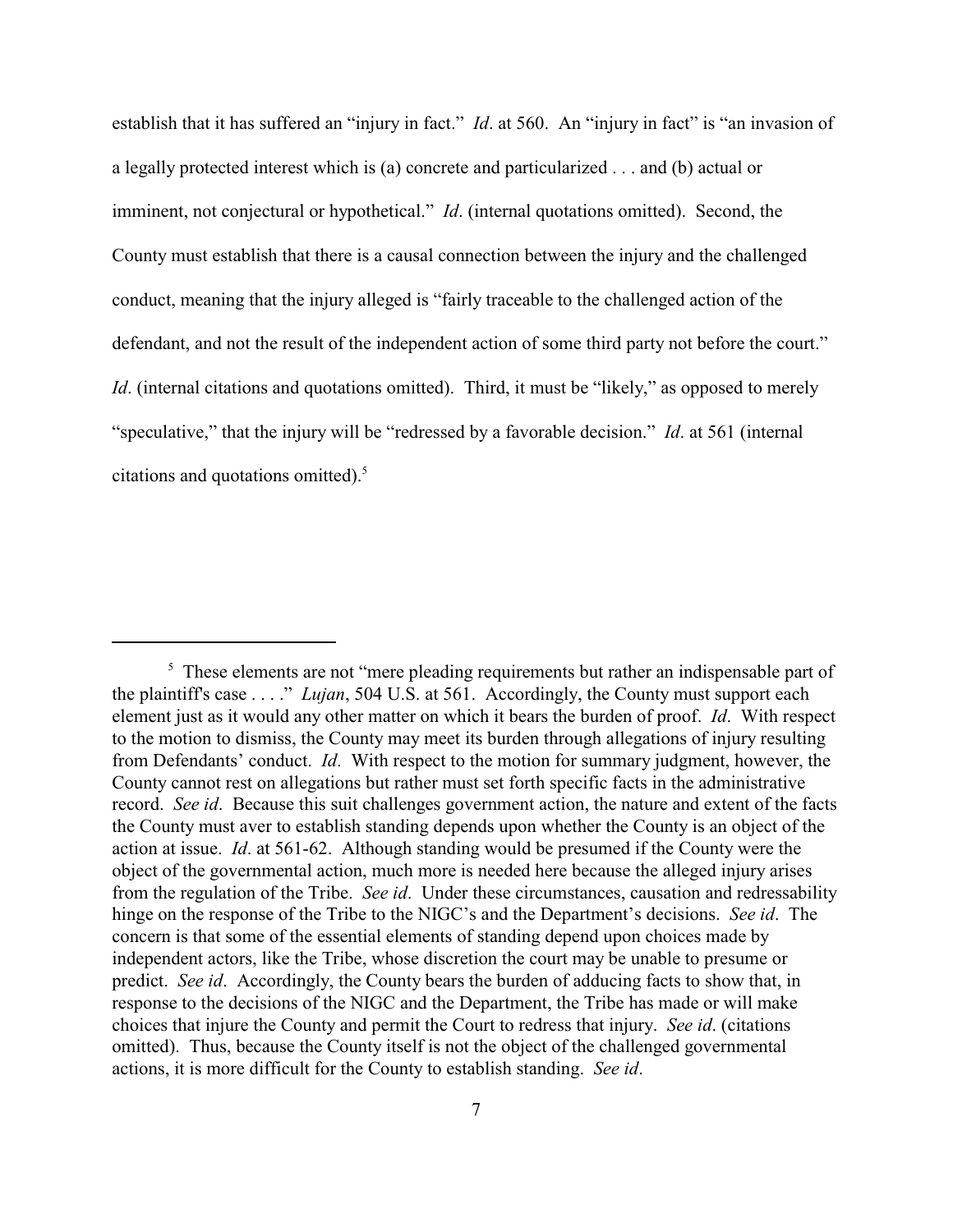establish that it has suffered an "injury in fact." *Id*. at 560. An "injury in fact" is "an invasion of a legally protected interest which is (a) concrete and particularized . . . and (b) actual or imminent, not conjectural or hypothetical." *Id*. (internal quotations omitted). Second, the County must establish that there is a causal connection between the injury and the challenged conduct, meaning that the injury alleged is "fairly traceable to the challenged action of the defendant, and not the result of the independent action of some third party not before the court." *Id*. (internal citations and quotations omitted). Third, it must be "likely," as opposed to merely "speculative," that the injury will be "redressed by a favorable decision." *Id*. at 561 (internal citations and quotations omitted).[5]

---

[5] These elements are not "mere pleading requirements but rather an indispensable part of the plaintiff's case . . . ." *Lujan*, 504 U.S. at 561. Accordingly, the County must support each element just as it would any other matter on which it bears the burden of proof. *Id*. With respect to the motion to dismiss, the County may meet its burden through allegations of injury resulting from Defendants' conduct. *Id*. With respect to the motion for summary judgment, however, the County cannot rest on allegations but rather must set forth specific facts in the administrative record. *See id*. Because this suit challenges government action, the nature and extent of the facts the County must aver to establish standing depends upon whether the County is an object of the action at issue. *Id*. at 561-62. Although standing would be presumed if the County were the object of the governmental action, much more is needed here because the alleged injury arises from the regulation of the Tribe. *See id*. Under these circumstances, causation and redressability hinge on the response of the Tribe to the NIGC's and the Department's decisions. *See id*. The concern is that some of the essential elements of standing depend upon choices made by independent actors, like the Tribe, whose discretion the court may be unable to presume or predict. *See id*. Accordingly, the County bears the burden of adducing facts to show that, in response to the decisions of the NIGC and the Department, the Tribe has made or will make choices that injure the County and permit the Court to redress that injury. *See id*. (citations omitted). Thus, because the County itself is not the object of the challenged governmental actions, it is more difficult for the County to establish standing. *See id*.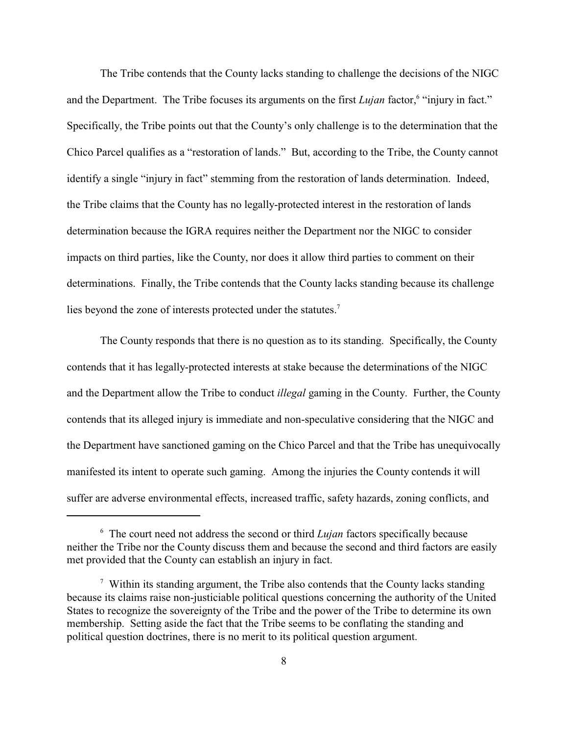The Tribe contends that the County lacks standing to challenge the decisions of the NIGC and the Department. The Tribe focuses its arguments on the first *Lujan* factor,[6] "injury in fact." Specifically, the Tribe points out that the County's only challenge is to the determination that the Chico Parcel qualifies as a "restoration of lands." But, according to the Tribe, the County cannot identify a single "injury in fact" stemming from the restoration of lands determination. Indeed, the Tribe claims that the County has no legally-protected interest in the restoration of lands determination because the IGRA requires neither the Department nor the NIGC to consider impacts on third parties, like the County, nor does it allow third parties to comment on their determinations. Finally, the Tribe contends that the County lacks standing because its challenge lies beyond the zone of interests protected under the statutes.[7]

The County responds that there is no question as to its standing. Specifically, the County contends that it has legally-protected interests at stake because the determinations of the NIGC and the Department allow the Tribe to conduct *illegal* gaming in the County. Further, the County contends that its alleged injury is immediate and non-speculative considering that the NIGC and the Department have sanctioned gaming on the Chico Parcel and that the Tribe has unequivocally manifested its intent to operate such gaming. Among the injuries the County contends it will suffer are adverse environmental effects, increased traffic, safety hazards, zoning conflicts, and

---

[6] The court need not address the second or third *Lujan* factors specifically because neither the Tribe nor the County discuss them and because the second and third factors are easily met provided that the County can establish an injury in fact.

[7] Within its standing argument, the Tribe also contends that the County lacks standing because its claims raise non-justiciable political questions concerning the authority of the United States to recognize the sovereignty of the Tribe and the power of the Tribe to determine its own membership. Setting aside the fact that the Tribe seems to be conflating the standing and political question doctrines, there is no merit to its political question argument.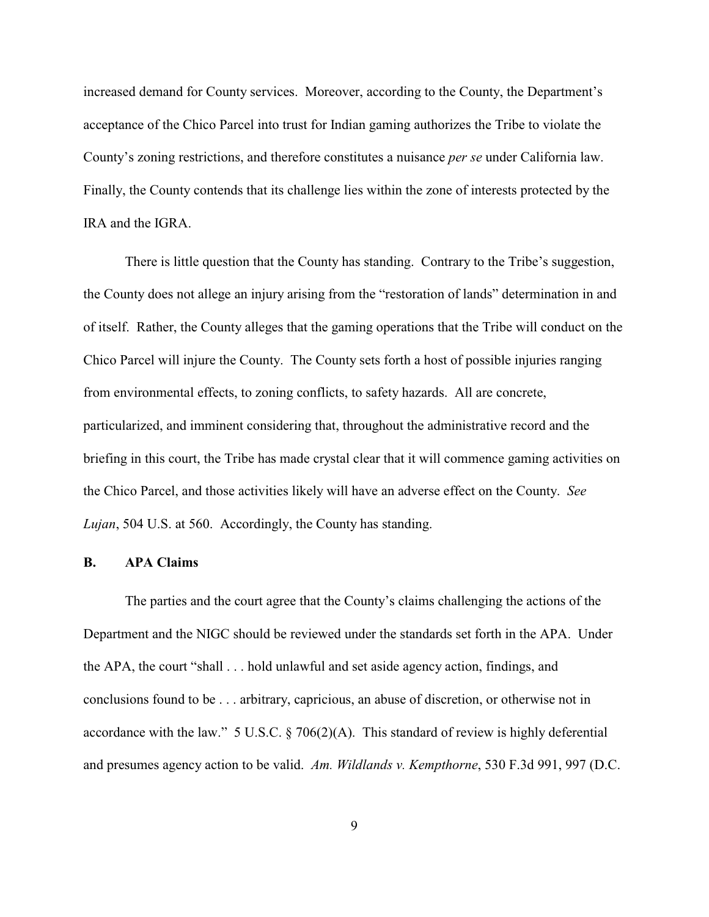increased demand for County services. Moreover, according to the County, the Department's acceptance of the Chico Parcel into trust for Indian gaming authorizes the Tribe to violate the County's zoning restrictions, and therefore constitutes a nuisance *per se* under California law. Finally, the County contends that its challenge lies within the zone of interests protected by the IRA and the IGRA.

There is little question that the County has standing. Contrary to the Tribe's suggestion, the County does not allege an injury arising from the "restoration of lands" determination in and of itself. Rather, the County alleges that the gaming operations that the Tribe will conduct on the Chico Parcel will injure the County. The County sets forth a host of possible injuries ranging from environmental effects, to zoning conflicts, to safety hazards. All are concrete, particularized, and imminent considering that, throughout the administrative record and the briefing in this court, the Tribe has made crystal clear that it will commence gaming activities on the Chico Parcel, and those activities likely will have an adverse effect on the County. *See Lujan*, 504 U.S. at 560. Accordingly, the County has standing.

**B. APA Claims**

The parties and the court agree that the County's claims challenging the actions of the Department and the NIGC should be reviewed under the standards set forth in the APA. Under the APA, the court "shall . . . hold unlawful and set aside agency action, findings, and conclusions found to be . . . arbitrary, capricious, an abuse of discretion, or otherwise not in accordance with the law." 5 U.S.C. § 706(2)(A). This standard of review is highly deferential and presumes agency action to be valid. *Am. Wildlands v. Kempthorne*, 530 F.3d 991, 997 (D.C.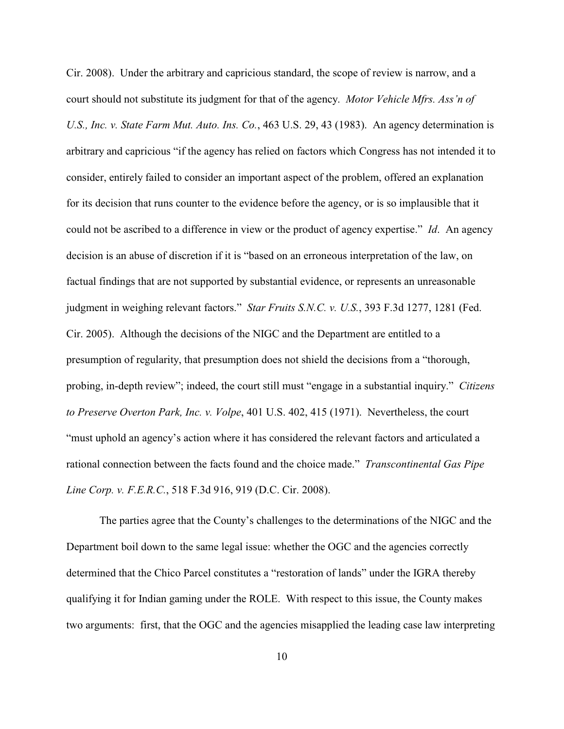Cir. 2008). Under the arbitrary and capricious standard, the scope of review is narrow, and a court should not substitute its judgment for that of the agency. *Motor Vehicle Mfrs. Ass'n of U.S., Inc. v. State Farm Mut. Auto. Ins. Co.*, 463 U.S. 29, 43 (1983). An agency determination is arbitrary and capricious "if the agency has relied on factors which Congress has not intended it to consider, entirely failed to consider an important aspect of the problem, offered an explanation for its decision that runs counter to the evidence before the agency, or is so implausible that it could not be ascribed to a difference in view or the product of agency expertise." *Id*. An agency decision is an abuse of discretion if it is "based on an erroneous interpretation of the law, on factual findings that are not supported by substantial evidence, or represents an unreasonable judgment in weighing relevant factors." *Star Fruits S.N.C. v. U.S.*, 393 F.3d 1277, 1281 (Fed. Cir. 2005). Although the decisions of the NIGC and the Department are entitled to a presumption of regularity, that presumption does not shield the decisions from a "thorough, probing, in-depth review"; indeed, the court still must "engage in a substantial inquiry." *Citizens to Preserve Overton Park, Inc. v. Volpe*, 401 U.S. 402, 415 (1971). Nevertheless, the court "must uphold an agency's action where it has considered the relevant factors and articulated a rational connection between the facts found and the choice made." *Transcontinental Gas Pipe Line Corp. v. F.E.R.C.*, 518 F.3d 916, 919 (D.C. Cir. 2008).

The parties agree that the County's challenges to the determinations of the NIGC and the Department boil down to the same legal issue: whether the OGC and the agencies correctly determined that the Chico Parcel constitutes a "restoration of lands" under the IGRA thereby qualifying it for Indian gaming under the ROLE. With respect to this issue, the County makes two arguments: first, that the OGC and the agencies misapplied the leading case law interpreting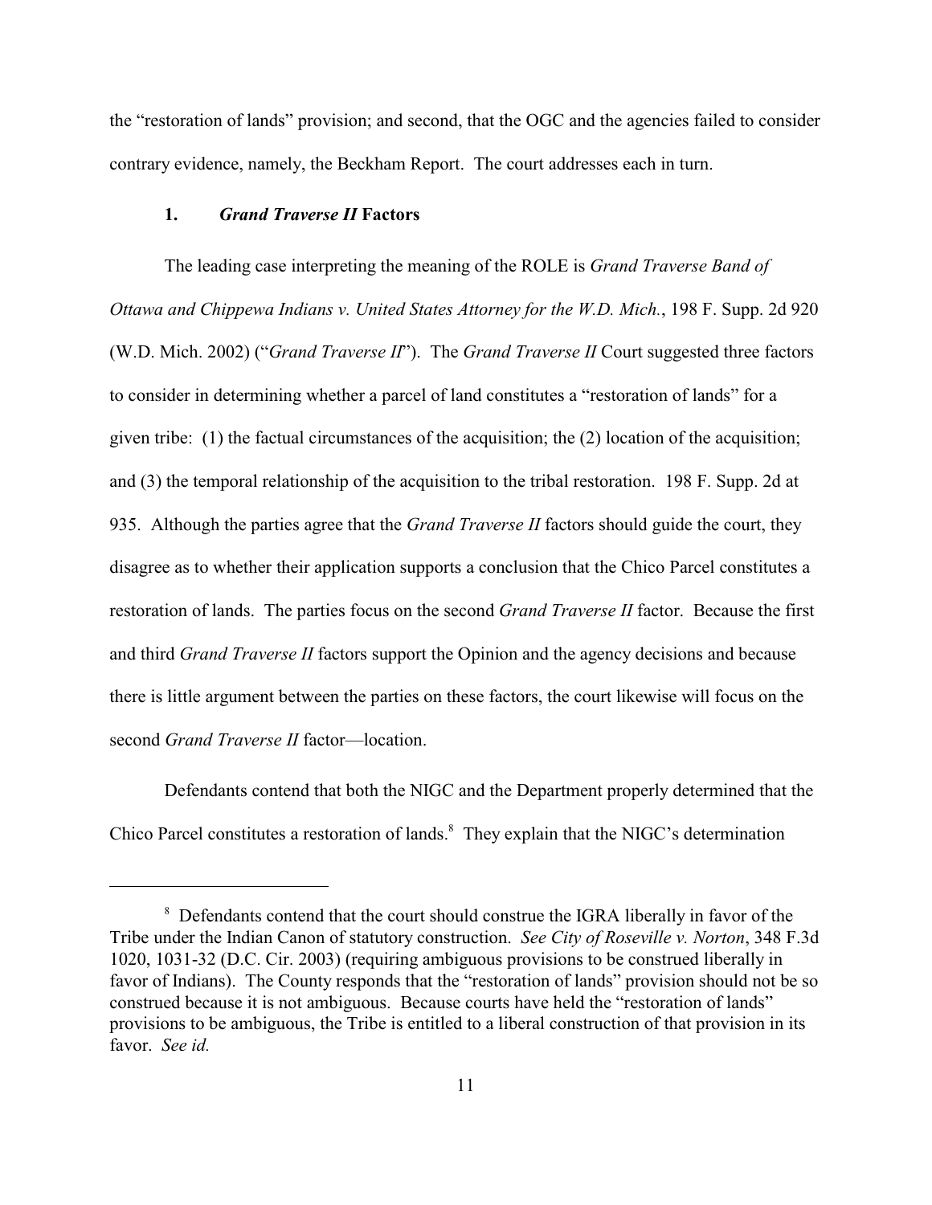the "restoration of lands" provision; and second, that the OGC and the agencies failed to consider contrary evidence, namely, the Beckham Report. The court addresses each in turn.

### 1. *Grand Traverse II* Factors

The leading case interpreting the meaning of the ROLE is *Grand Traverse Band of Ottawa and Chippewa Indians v. United States Attorney for the W.D. Mich.*, 198 F. Supp. 2d 920 (W.D. Mich. 2002) ("*Grand Traverse II*"). The *Grand Traverse II* Court suggested three factors to consider in determining whether a parcel of land constitutes a "restoration of lands" for a given tribe: (1) the factual circumstances of the acquisition; the (2) location of the acquisition; and (3) the temporal relationship of the acquisition to the tribal restoration. 198 F. Supp. 2d at 935. Although the parties agree that the *Grand Traverse II* factors should guide the court, they disagree as to whether their application supports a conclusion that the Chico Parcel constitutes a restoration of lands. The parties focus on the second *Grand Traverse II* factor. Because the first and third *Grand Traverse II* factors support the Opinion and the agency decisions and because there is little argument between the parties on these factors, the court likewise will focus on the second *Grand Traverse II* factor—location.

Defendants contend that both the NIGC and the Department properly determined that the Chico Parcel constitutes a restoration of lands.[8] They explain that the NIGC's determination

[8] Defendants contend that the court should construe the IGRA liberally in favor of the Tribe under the Indian Canon of statutory construction. *See City of Roseville v. Norton*, 348 F.3d 1020, 1031-32 (D.C. Cir. 2003) (requiring ambiguous provisions to be construed liberally in favor of Indians). The County responds that the "restoration of lands" provision should not be so construed because it is not ambiguous. Because courts have held the "restoration of lands" provisions to be ambiguous, the Tribe is entitled to a liberal construction of that provision in its favor. *See id.*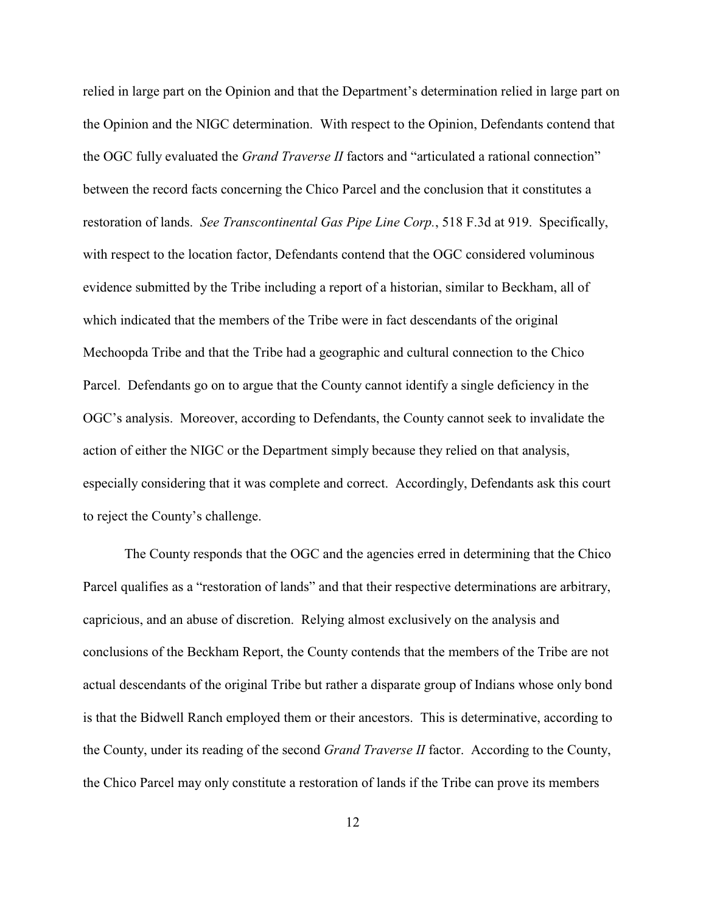relied in large part on the Opinion and that the Department's determination relied in large part on the Opinion and the NIGC determination. With respect to the Opinion, Defendants contend that the OGC fully evaluated the *Grand Traverse II* factors and "articulated a rational connection" between the record facts concerning the Chico Parcel and the conclusion that it constitutes a restoration of lands. *See Transcontinental Gas Pipe Line Corp.*, 518 F.3d at 919. Specifically, with respect to the location factor, Defendants contend that the OGC considered voluminous evidence submitted by the Tribe including a report of a historian, similar to Beckham, all of which indicated that the members of the Tribe were in fact descendants of the original Mechoopda Tribe and that the Tribe had a geographic and cultural connection to the Chico Parcel. Defendants go on to argue that the County cannot identify a single deficiency in the OGC's analysis. Moreover, according to Defendants, the County cannot seek to invalidate the action of either the NIGC or the Department simply because they relied on that analysis, especially considering that it was complete and correct. Accordingly, Defendants ask this court to reject the County's challenge.

The County responds that the OGC and the agencies erred in determining that the Chico Parcel qualifies as a "restoration of lands" and that their respective determinations are arbitrary, capricious, and an abuse of discretion. Relying almost exclusively on the analysis and conclusions of the Beckham Report, the County contends that the members of the Tribe are not actual descendants of the original Tribe but rather a disparate group of Indians whose only bond is that the Bidwell Ranch employed them or their ancestors. This is determinative, according to the County, under its reading of the second *Grand Traverse II* factor. According to the County, the Chico Parcel may only constitute a restoration of lands if the Tribe can prove its members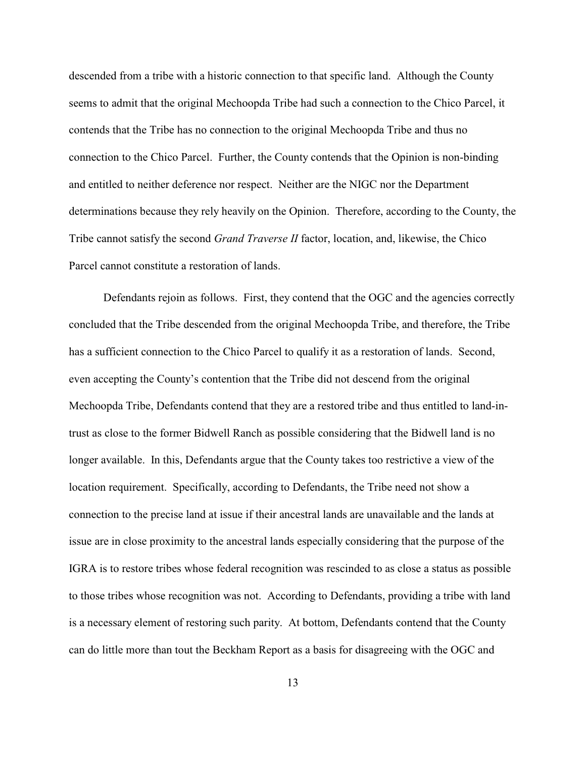descended from a tribe with a historic connection to that specific land. Although the County seems to admit that the original Mechoopda Tribe had such a connection to the Chico Parcel, it contends that the Tribe has no connection to the original Mechoopda Tribe and thus no connection to the Chico Parcel. Further, the County contends that the Opinion is non-binding and entitled to neither deference nor respect. Neither are the NIGC nor the Department determinations because they rely heavily on the Opinion. Therefore, according to the County, the Tribe cannot satisfy the second *Grand Traverse II* factor, location, and, likewise, the Chico Parcel cannot constitute a restoration of lands.

Defendants rejoin as follows. First, they contend that the OGC and the agencies correctly concluded that the Tribe descended from the original Mechoopda Tribe, and therefore, the Tribe has a sufficient connection to the Chico Parcel to qualify it as a restoration of lands. Second, even accepting the County's contention that the Tribe did not descend from the original Mechoopda Tribe, Defendants contend that they are a restored tribe and thus entitled to land-in-trust as close to the former Bidwell Ranch as possible considering that the Bidwell land is no longer available. In this, Defendants argue that the County takes too restrictive a view of the location requirement. Specifically, according to Defendants, the Tribe need not show a connection to the precise land at issue if their ancestral lands are unavailable and the lands at issue are in close proximity to the ancestral lands especially considering that the purpose of the IGRA is to restore tribes whose federal recognition was rescinded to as close a status as possible to those tribes whose recognition was not. According to Defendants, providing a tribe with land is a necessary element of restoring such parity. At bottom, Defendants contend that the County can do little more than tout the Beckham Report as a basis for disagreeing with the OGC and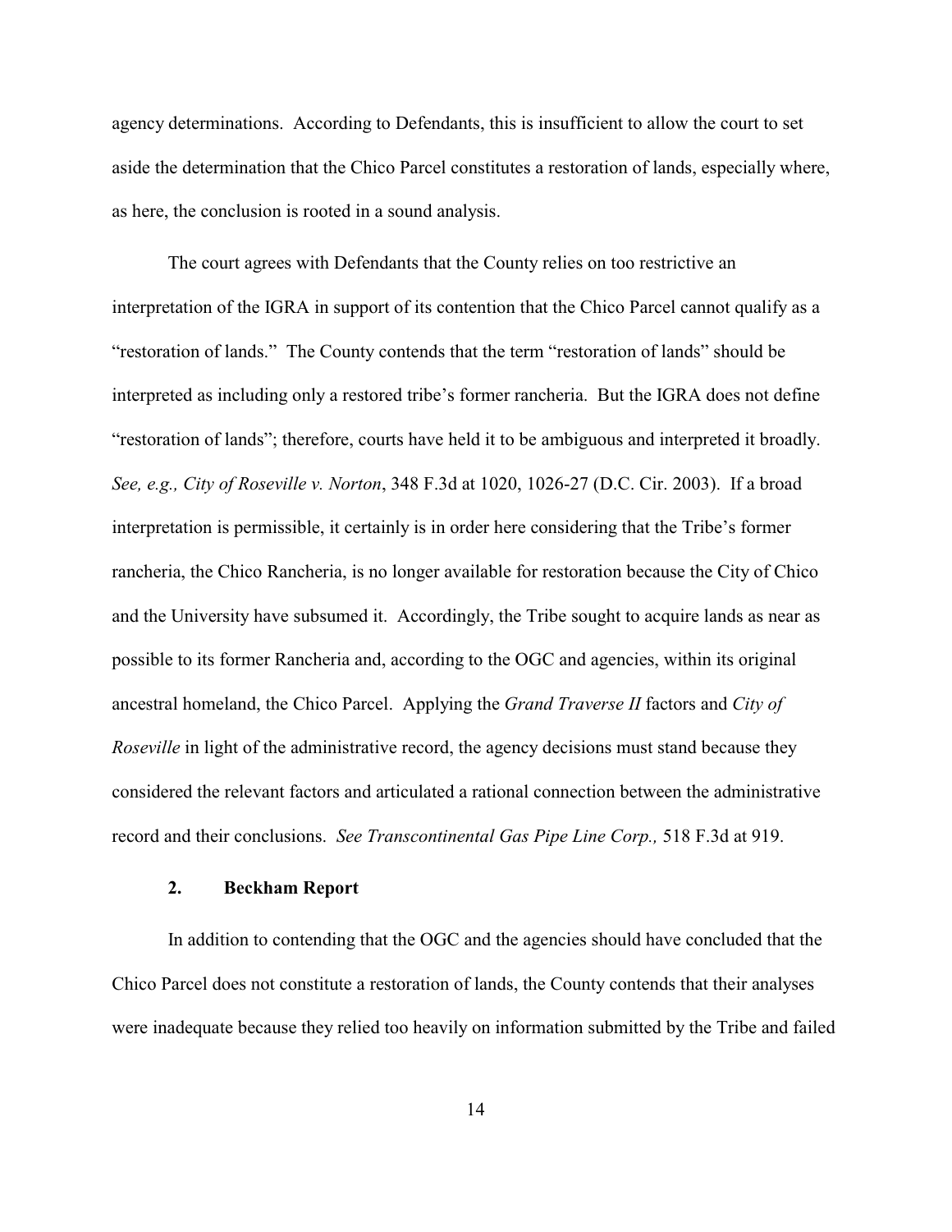agency determinations. According to Defendants, this is insufficient to allow the court to set aside the determination that the Chico Parcel constitutes a restoration of lands, especially where, as here, the conclusion is rooted in a sound analysis.

The court agrees with Defendants that the County relies on too restrictive an interpretation of the IGRA in support of its contention that the Chico Parcel cannot qualify as a "restoration of lands." The County contends that the term "restoration of lands" should be interpreted as including only a restored tribe's former rancheria. But the IGRA does not define "restoration of lands"; therefore, courts have held it to be ambiguous and interpreted it broadly. *See, e.g., City of Roseville v. Norton*, 348 F.3d at 1020, 1026-27 (D.C. Cir. 2003). If a broad interpretation is permissible, it certainly is in order here considering that the Tribe's former rancheria, the Chico Rancheria, is no longer available for restoration because the City of Chico and the University have subsumed it. Accordingly, the Tribe sought to acquire lands as near as possible to its former Rancheria and, according to the OGC and agencies, within its original ancestral homeland, the Chico Parcel. Applying the *Grand Traverse II* factors and *City of Roseville* in light of the administrative record, the agency decisions must stand because they considered the relevant factors and articulated a rational connection between the administrative record and their conclusions. *See Transcontinental Gas Pipe Line Corp.,* 518 F.3d at 919.

### 2. Beckham Report

In addition to contending that the OGC and the agencies should have concluded that the Chico Parcel does not constitute a restoration of lands, the County contends that their analyses were inadequate because they relied too heavily on information submitted by the Tribe and failed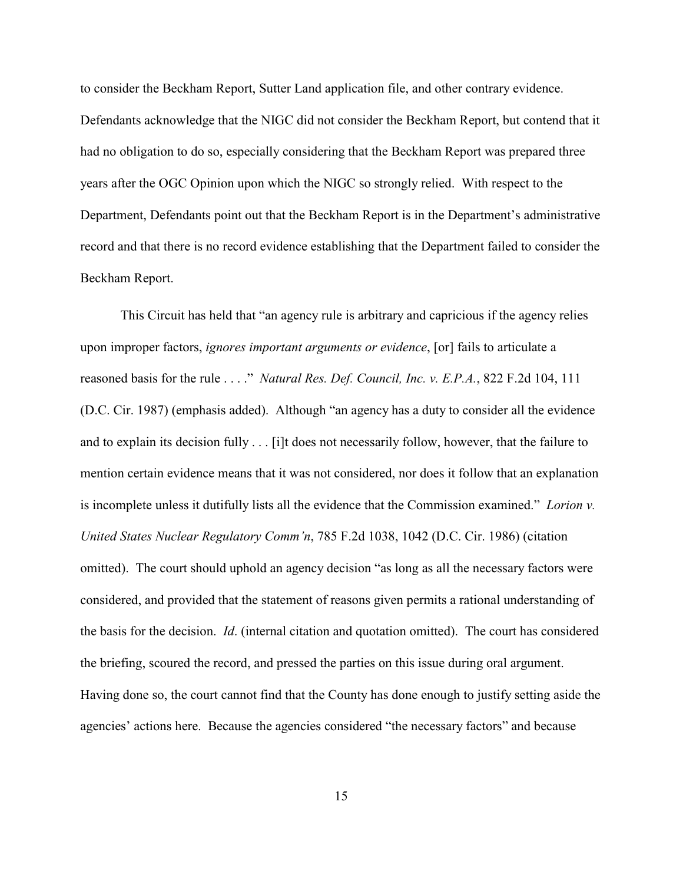to consider the Beckham Report, Sutter Land application file, and other contrary evidence. Defendants acknowledge that the NIGC did not consider the Beckham Report, but contend that it had no obligation to do so, especially considering that the Beckham Report was prepared three years after the OGC Opinion upon which the NIGC so strongly relied. With respect to the Department, Defendants point out that the Beckham Report is in the Department's administrative record and that there is no record evidence establishing that the Department failed to consider the Beckham Report.

This Circuit has held that "an agency rule is arbitrary and capricious if the agency relies upon improper factors, *ignores important arguments or evidence*, [or] fails to articulate a reasoned basis for the rule . . . ." *Natural Res. Def. Council, Inc. v. E.P.A.*, 822 F.2d 104, 111 (D.C. Cir. 1987) (emphasis added). Although "an agency has a duty to consider all the evidence and to explain its decision fully . . . [i]t does not necessarily follow, however, that the failure to mention certain evidence means that it was not considered, nor does it follow that an explanation is incomplete unless it dutifully lists all the evidence that the Commission examined." *Lorion v. United States Nuclear Regulatory Comm'n*, 785 F.2d 1038, 1042 (D.C. Cir. 1986) (citation omitted). The court should uphold an agency decision "as long as all the necessary factors were considered, and provided that the statement of reasons given permits a rational understanding of the basis for the decision. *Id*. (internal citation and quotation omitted). The court has considered the briefing, scoured the record, and pressed the parties on this issue during oral argument. Having done so, the court cannot find that the County has done enough to justify setting aside the agencies' actions here. Because the agencies considered "the necessary factors" and because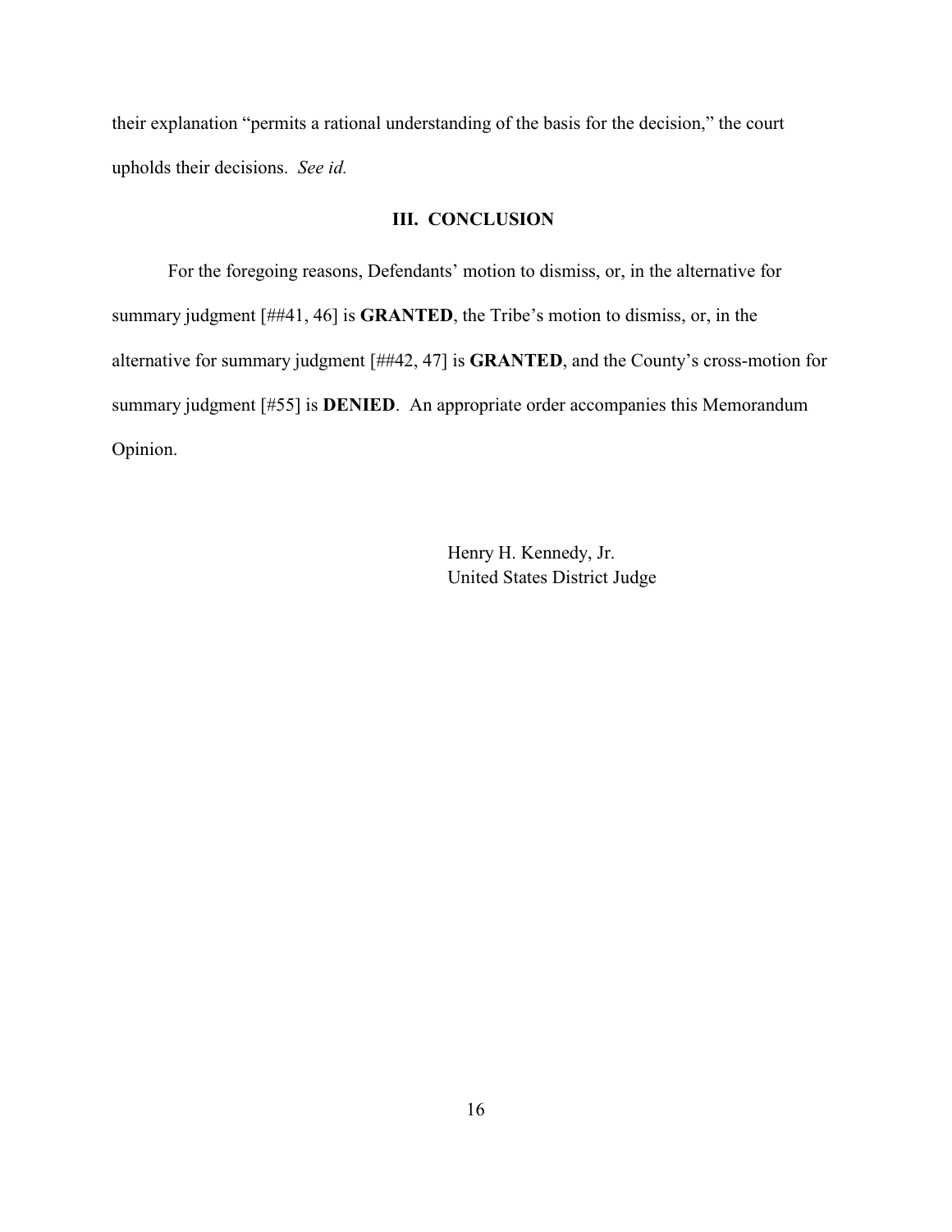their explanation "permits a rational understanding of the basis for the decision," the court upholds their decisions. *See id.*

## III. CONCLUSION

For the foregoing reasons, Defendants' motion to dismiss, or, in the alternative for summary judgment [##41, 46] is **GRANTED**, the Tribe's motion to dismiss, or, in the alternative for summary judgment [##42, 47] is **GRANTED**, and the County's cross-motion for summary judgment [#55] is **DENIED**. An appropriate order accompanies this Memorandum Opinion.

Henry H. Kennedy, Jr.
United States District Judge